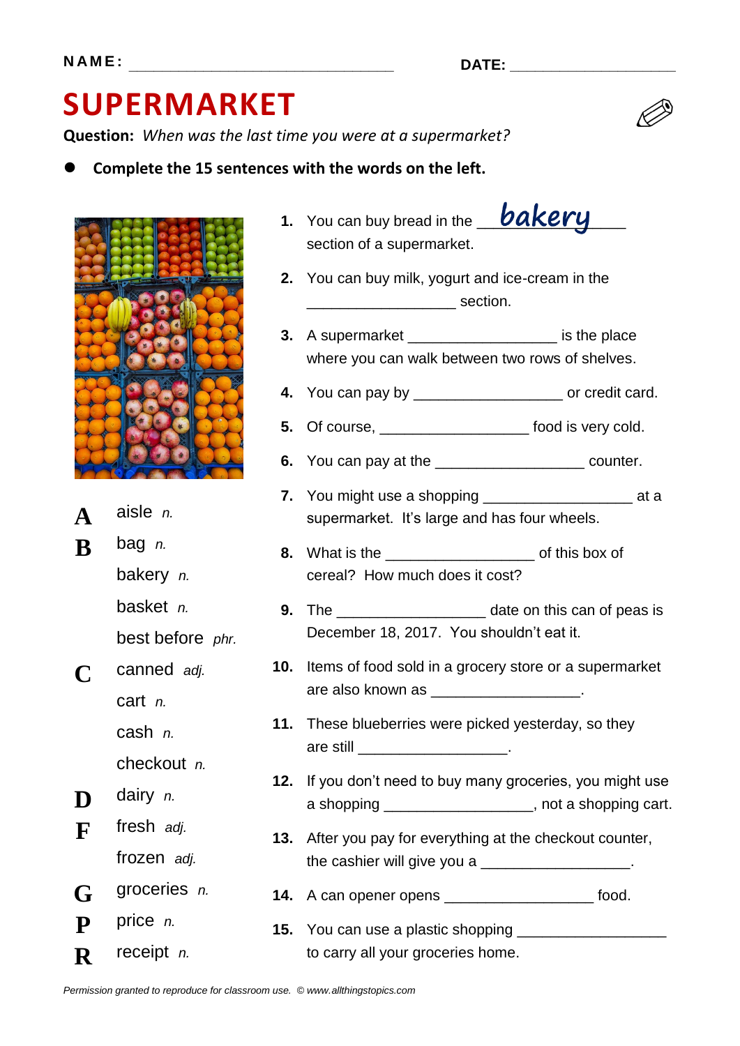NAME: ______________________________ DATE: ____________________

# SUPERMARKET

**Question:** *When was the last time you were at a supermarket?*

- **Complete the 15 sentences with the words on the left.**

**A** aisle *n.*

**B** bag *n.*

bakery *n.*

basket *n.*

best before *phr.*

**C** canned *adj.*

cart *n.*

cash *n.*

checkout *n.*

**D** dairy *n.*

**F** fresh *adj.*

frozen *adj.*

**G** groceries *n.*

**P** price *n.*

**R** receipt *n.*

1. You can buy bread in the ___bakery___ section of a supermarket.
2. You can buy milk, yogurt and ice-cream in the __________________ section.
3. A supermarket __________________ is the place where you can walk between two rows of shelves.
4. You can pay by __________________ or credit card.
5. Of course, __________________ food is very cold.
6. You can pay at the __________________ counter.
7. You might use a shopping __________________ at a supermarket. It's large and has four wheels.
8. What is the __________________ of this box of cereal? How much does it cost?
9. The __________________ date on this can of peas is December 18, 2017. You shouldn't eat it.
10. Items of food sold in a grocery store or a supermarket are also known as __________________.
11. These blueberries were picked yesterday, so they are still __________________.
12. If you don't need to buy many groceries, you might use a shopping __________________, not a shopping cart.
13. After you pay for everything at the checkout counter, the cashier will give you a __________________.
14. A can opener opens __________________ food.
15. You can use a plastic shopping __________________ to carry all your groceries home.

*Permission granted to reproduce for classroom use. © www.allthingstopics.com*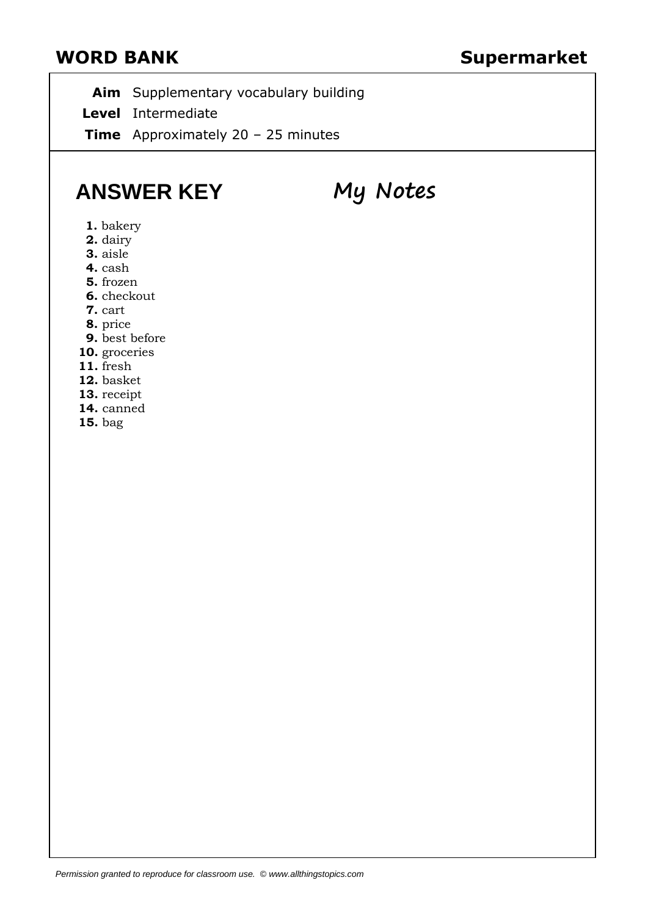## WORD BANK

## Supermarket

**Aim** Supplementary vocabulary building

**Level** Intermediate

**Time** Approximately 20 – 25 minutes

# ANSWER KEY

# *My Notes*

1. bakery
2. dairy
3. aisle
4. cash
5. frozen
6. checkout
7. cart
8. price
9. best before
10. groceries
11. fresh
12. basket
13. receipt
14. canned
15. bag

*Permission granted to reproduce for classroom use. © www.allthingstopics.com*